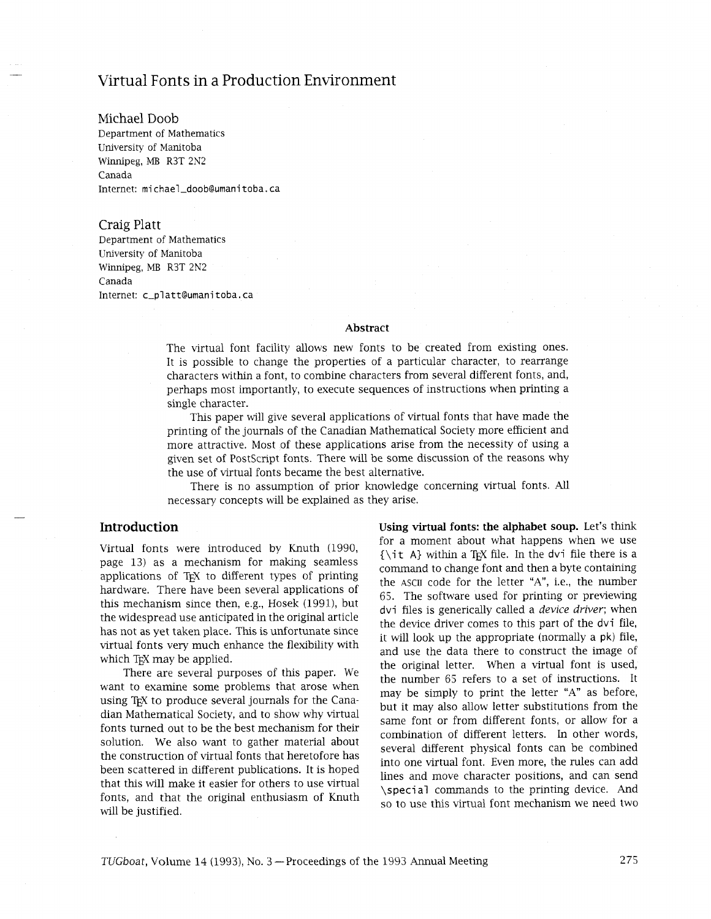# Virtual Fonts in a Production Environment

Michael Doob
Department of Mathematics
University of Manitoba
Winnipeg, MB R3T 2N2
Canada
Internet: michael_doob@umanitoba.ca

Craig Platt
Department of Mathematics
University of Manitoba
Winnipeg, MB R3T 2N2
Canada
Internet: c_platt@umanitoba.ca

### Abstract

The virtual font facility allows new fonts to be created from existing ones. It is possible to change the properties of a particular character, to rearrange characters within a font, to combine characters from several different fonts, and, perhaps most importantly, to execute sequences of instructions when printing a single character.

This paper will give several applications of virtual fonts that have made the printing of the journals of the Canadian Mathematical Society more efficient and more attractive. Most of these applications arise from the necessity of using a given set of PostScript fonts. There will be some discussion of the reasons why the use of virtual fonts became the best alternative.

There is no assumption of prior knowledge concerning virtual fonts. All necessary concepts will be explained as they arise.

## Introduction

Virtual fonts were introduced by Knuth (1990, page 13) as a mechanism for making seamless applications of TeX to different types of printing hardware. There have been several applications of this mechanism since then, e.g., Hosek (1991), but the widespread use anticipated in the original article has not as yet taken place. This is unfortunate since virtual fonts very much enhance the flexibility with which TeX may be applied.

There are several purposes of this paper. We want to examine some problems that arose when using TeX to produce several journals for the Canadian Mathematical Society, and to show why virtual fonts turned out to be the best mechanism for their solution. We also want to gather material about the construction of virtual fonts that heretofore has been scattered in different publications. It is hoped that this will make it easier for others to use virtual fonts, and that the original enthusiasm of Knuth will be justified.

**Using virtual fonts: the alphabet soup.** Let's think for a moment about what happens when we use `{\it A}` within a TeX file. In the dvi file there is a command to change font and then a byte containing the ASCII code for the letter "A", i.e., the number 65. The software used for printing or previewing dvi files is generically called a *device driver*; when the device driver comes to this part of the dvi file, it will look up the appropriate (normally a pk) file, and use the data there to construct the image of the original letter. When a virtual font is used, the number 65 refers to a set of instructions. It may be simply to print the letter "A" as before, but it may also allow letter substitutions from the same font or from different fonts, or allow for a combination of different letters. In other words, several different physical fonts can be combined into one virtual font. Even more, the rules can add lines and move character positions, and can send `\special` commands to the printing device. And so to use this virtual font mechanism we need two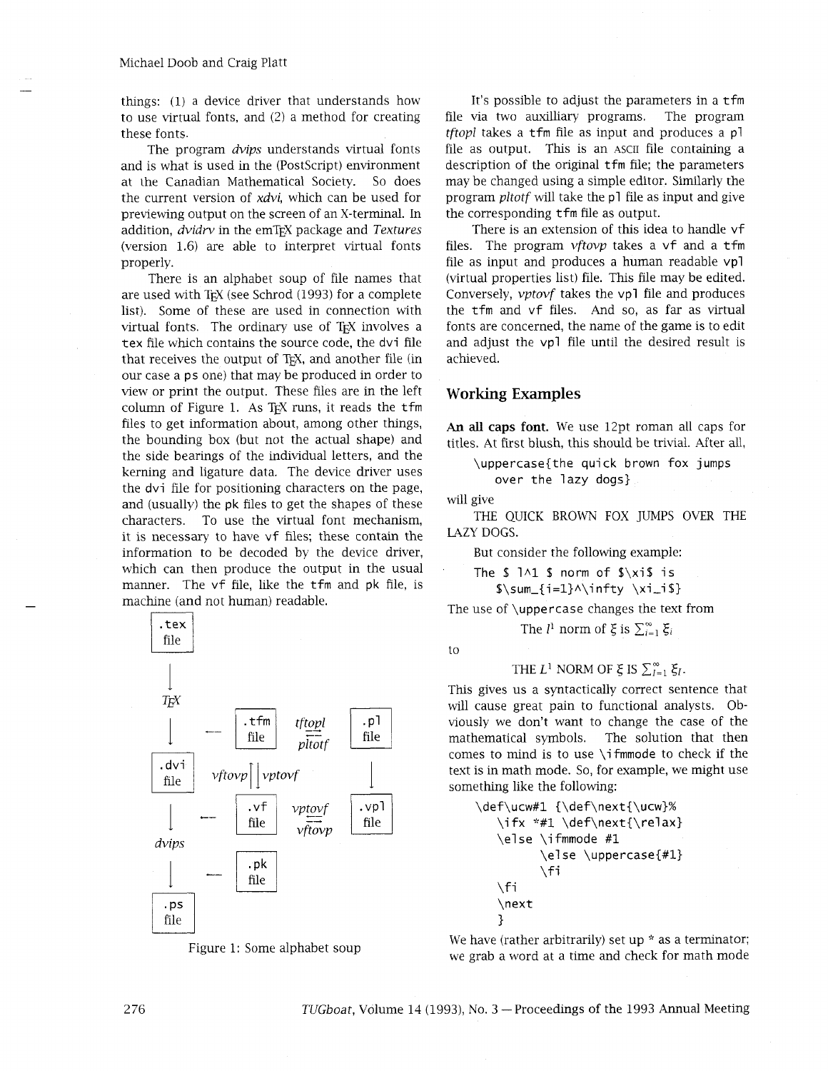things: (1) a device driver that understands how to use virtual fonts, and (2) a method for creating these fonts.

The program *dvips* understands virtual fonts and is what is used in the (PostScript) environment at the Canadian Mathematical Society. So does the current version of *xdvi*, which can be used for previewing output on the screen of an X-terminal. In addition, *dvidrv* in the emTeX package and *Textures* (version 1.6) are able to interpret virtual fonts properly.

There is an alphabet soup of file names that are used with TeX (see Schrod (1993) for a complete list). Some of these are used in connection with virtual fonts. The ordinary use of TeX involves a `tex` file which contains the source code, the `dvi` file that receives the output of TeX, and another file (in our case a `ps` one) that may be produced in order to view or print the output. These files are in the left column of Figure 1. As TeX runs, it reads the `tfm` files to get information about, among other things, the bounding box (but not the actual shape) and the side bearings of the individual letters, and the kerning and ligature data. The device driver uses the `dvi` file for positioning characters on the page, and (usually) the `pk` files to get the shapes of these characters. To use the virtual font mechanism, it is necessary to have `vf` files; these contain the information to be decoded by the device driver, which can then produce the output in the usual manner. The `vf` file, like the `tfm` and `pk` file, is machine (and not human) readable.

```
 .tex file
    |
   TeX        <-- .tfm file   tftopl / pltotf   .pl file
    |                 vftovp | vptovf               |
 .dvi file                                          v
    |         <-- .vf file    vptovf / vftovp   .vpl file
  dvips
    |         <-- .pk file
 .ps file
```

Figure 1: Some alphabet soup

It's possible to adjust the parameters in a `tfm` file via two auxilliary programs. The program *tftopl* takes a `tfm` file as input and produces a `pl` file as output. This is an ASCII file containing a description of the original `tfm` file; the parameters may be changed using a simple editor. Similarly the program *pltotf* will take the `pl` file as input and give the corresponding `tfm` file as output.

There is an extension of this idea to handle `vf` files. The program *vftovp* takes a `vf` and a `tfm` file as input and produces a human readable `vpl` (virtual properties list) file. This file may be edited. Conversely, *vptovf* takes the `vpl` file and produces the `tfm` and `vf` files. And so, as far as virtual fonts are concerned, the name of the game is to edit and adjust the `vpl` file until the desired result is achieved.

## Working Examples

**An all caps font.** We use 12pt roman all caps for titles. At first blush, this should be trivial. After all,

```
\uppercase{the quick brown fox jumps
   over the lazy dogs}
```

will give

THE QUICK BROWN FOX JUMPS OVER THE LAZY DOGS.

But consider the following example:

```
The $ l^1 $ norm of $\xi$ is
   $\sum_{i=1}^\infty \xi_i$}
```

The use of `\uppercase` changes the text from

The $l^1$ norm of $\xi$ is $\sum_{i=1}^{\infty} \xi_i$

to

THE $L^1$ NORM OF $\xi$ IS $\sum_{I=1}^{\infty} \xi_I$.

This gives us a syntactically correct sentence that will cause great pain to functional analysts. Obviously we don't want to change the case of the mathematical symbols. The solution that then comes to mind is to use `\ifmmode` to check if the text is in math mode. So, for example, we might use something like the following:

```
\def\ucw#1 {\def\next{\ucw}%
   \ifx *#1 \def\next{\relax}
   \else \ifmmode #1
         \else \uppercase{#1}
         \fi
   \fi
   \next
   }
```

We have (rather arbitrarily) set up * as a terminator; we grab a word at a time and check for math mode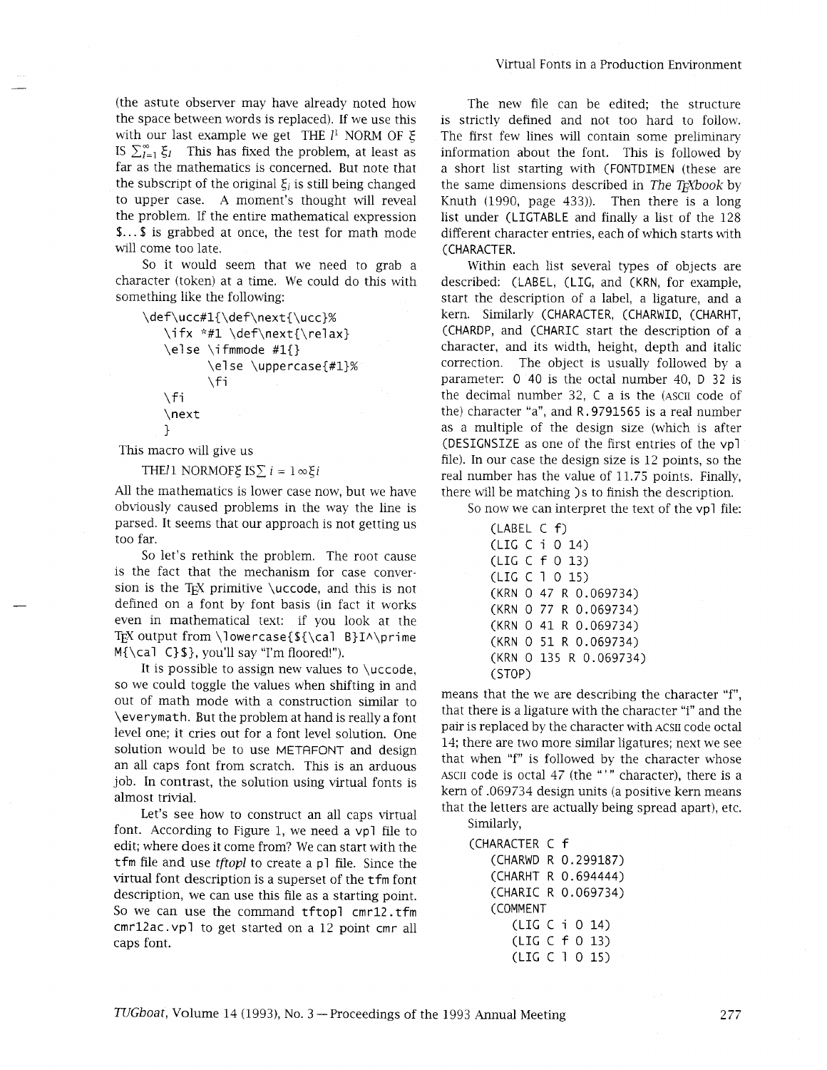(the astute observer may have already noted how the space between words is replaced). If we use this with our last example we get THE $l^1$ NORM OF $\xi$ IS $\sum_{l=1}^{\infty} \xi_l$ This has fixed the problem, at least as far as the mathematics is concerned. But note that the subscript of the original $\xi_i$ is still being changed to upper case. A moment's thought will reveal the problem. If the entire mathematical expression `$...$` is grabbed at once, the test for math mode will come too late.

So it would seem that we need to grab a character (token) at a time. We could do this with something like the following:

```
\def\ucc#1{\def\next{\ucc}%
    \ifx *#1 \def\next{\relax}
    \else \ifmmode #1{}
          \else \uppercase{#1}%
          \fi
    \fi
    \next
    }
```

This macro will give us

THE$l1$ NORMOF$\xi$ IS$\sum i = 1 \infty \xi i$

All the mathematics is lower case now, but we have obviously caused problems in the way the line is parsed. It seems that our approach is not getting us too far.

So let's rethink the problem. The root cause is the fact that the mechanism for case conversion is the TeX primitive `\uccode`, and this is not defined on a font by font basis (in fact it works even in mathematical text: if you look at the TeX output from `\lowercase{${\cal B}I^\prime M{\cal C}$}`, you'll say "I'm floored!").

It is possible to assign new values to `\uccode`, so we could toggle the values when shifting in and out of math mode with a construction similar to `\everymath`. But the problem at hand is really a font level one; it cries out for a font level solution. One solution would be to use METAFONT and design an all caps font from scratch. This is an arduous job. In contrast, the solution using virtual fonts is almost trivial.

Let's see how to construct an all caps virtual font. According to Figure 1, we need a `vpl` file to edit; where does it come from? We can start with the `tfm` file and use *tftopl* to create a `pl` file. Since the virtual font description is a superset of the `tfm` font description, we can use this file as a starting point. So we can use the command `tftopl cmr12.tfm cmr12ac.vpl` to get started on a 12 point cmr all caps font.

The new file can be edited; the structure is strictly defined and not too hard to follow. The first few lines will contain some preliminary information about the font. This is followed by a short list starting with `(FONTDIMEN` (these are the same dimensions described in *The TeXbook* by Knuth (1990, page 433)). Then there is a long list under `(LIGTABLE` and finally a list of the 128 different character entries, each of which starts with `(CHARACTER`.

Within each list several types of objects are described: `(LABEL`, `(LIG`, and `(KRN`, for example, start the description of a label, a ligature, and a kern. Similarly `(CHARACTER`, `(CHARWID`, `(CHARHT`, `(CHARDP`, and `(CHARIC` start the description of a character, and its width, height, depth and italic correction. The object is usually followed by a parameter: `O 40` is the octal number 40, `D 32` is the decimal number 32, `C a` is the (ASCII code of the) character "a", and `R.9791565` is a real number as a multiple of the design size (which is after `(DESIGNSIZE` as one of the first entries of the `vpl` file). In our case the design size is 12 points, so the real number has the value of 11.75 points. Finally, there will be matching `)`s to finish the description.

So now we can interpret the text of the `vpl` file:

```
(LABEL C f)
(LIG C i O 14)
(LIG C f O 13)
(LIG C l O 15)
(KRN O 47 R 0.069734)
(KRN O 77 R 0.069734)
(KRN O 41 R 0.069734)
(KRN O 51 R 0.069734)
(KRN O 135 R 0.069734)
(STOP)
```

means that the we are describing the character "f", that there is a ligature with the character "i" and the pair is replaced by the character with ACSII code octal 14; there are two more similar ligatures; next we see that when "f" is followed by the character whose ASCII code is octal 47 (the "'" character), there is a kern of .069734 design units (a positive kern means that the letters are actually being spread apart), etc.

Similarly,

```
(CHARACTER C f
   (CHARWD R 0.299187)
   (CHARHT R 0.694444)
   (CHARIC R 0.069734)
   (COMMENT
      (LIG C i O 14)
      (LIG C f O 13)
      (LIG C l O 15)
```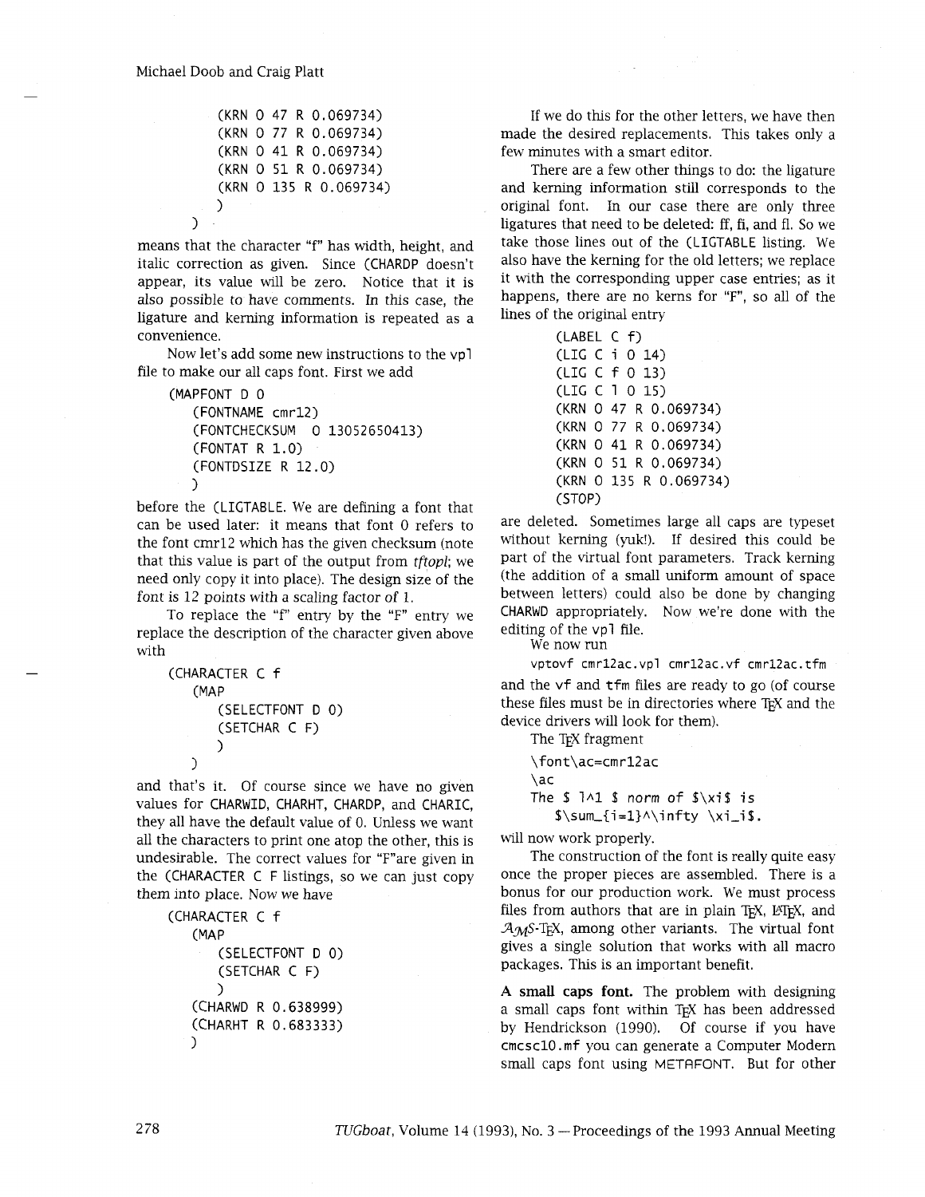```
         (KRN O 47 R 0.069734)
         (KRN O 77 R 0.069734)
         (KRN O 41 R 0.069734)
         (KRN O 51 R 0.069734)
         (KRN O 135 R 0.069734)
         )
    )
```

means that the character "f" has width, height, and italic correction as given. Since (CHARDP doesn't appear, its value will be zero. Notice that it is also possible to have comments. In this case, the ligature and kerning information is repeated as a convenience.

Now let's add some new instructions to the vpl file to make our all caps font. First we add

```
(MAPFONT D 0
   (FONTNAME cmr12)
   (FONTCHECKSUM  O 13052650413)
   (FONTAT R 1.0)
   (FONTDSIZE R 12.0)
   )
```

before the (LIGTABLE. We are defining a font that can be used later: it means that font 0 refers to the font cmr12 which has the given checksum (note that this value is part of the output from *tftopl*; we need only copy it into place). The design size of the font is 12 points with a scaling factor of 1.

To replace the "f" entry by the "F" entry we replace the description of the character given above with

```
(CHARACTER C f
   (MAP
      (SELECTFONT D 0)
      (SETCHAR C F)
      )
   )
```

and that's it. Of course since we have no given values for CHARWID, CHARHT, CHARDP, and CHARIC, they all have the default value of 0. Unless we want all the characters to print one atop the other, this is undesirable. The correct values for "F"are given in the (CHARACTER C F listings, so we can just copy them into place. Now we have

```
(CHARACTER C f
   (MAP
      (SELECTFONT D 0)
      (SETCHAR C F)
      )
   (CHARWD R 0.638999)
   (CHARHT R 0.683333)
   )
```

If we do this for the other letters, we have then made the desired replacements. This takes only a few minutes with a smart editor.

There are a few other things to do: the ligature and kerning information still corresponds to the original font. In our case there are only three ligatures that need to be deleted: ff, fi, and fl. So we take those lines out of the (LIGTABLE listing. We also have the kerning for the old letters; we replace it with the corresponding upper case entries; as it happens, there are no kerns for "F", so all of the lines of the original entry

```
(LABEL C f)
(LIG C i O 14)
(LIG C f O 13)
(LIG C l O 15)
(KRN O 47 R 0.069734)
(KRN O 77 R 0.069734)
(KRN O 41 R 0.069734)
(KRN O 51 R 0.069734)
(KRN O 135 R 0.069734)
(STOP)
```

are deleted. Sometimes large all caps are typeset without kerning (yuk!). If desired this could be part of the virtual font parameters. Track kerning (the addition of a small uniform amount of space between letters) could also be done by changing CHARWD appropriately. Now we're done with the editing of the vpl file.

We now run

```
vptovf cmr12ac.vpl cmr12ac.vf cmr12ac.tfm
```

and the vf and tfm files are ready to go (of course these files must be in directories where TeX and the device drivers will look for them).

The TeX fragment

```
\font\ac=cmr12ac
\ac
The $ l^1 $ norm of $\xi$ is
   $\sum_{i=1}^\infty \xi_i$.
```

will now work properly.

The construction of the font is really quite easy once the proper pieces are assembled. There is a bonus for our production work. We must process files from authors that are in plain TeX, LaTeX, and AMS-TeX, among other variants. The virtual font gives a single solution that works with all macro packages. This is an important benefit.

**A small caps font.** The problem with designing a small caps font within TeX has been addressed by Hendrickson (1990). Of course if you have cmcsc10.mf you can generate a Computer Modern small caps font using METAFONT. But for other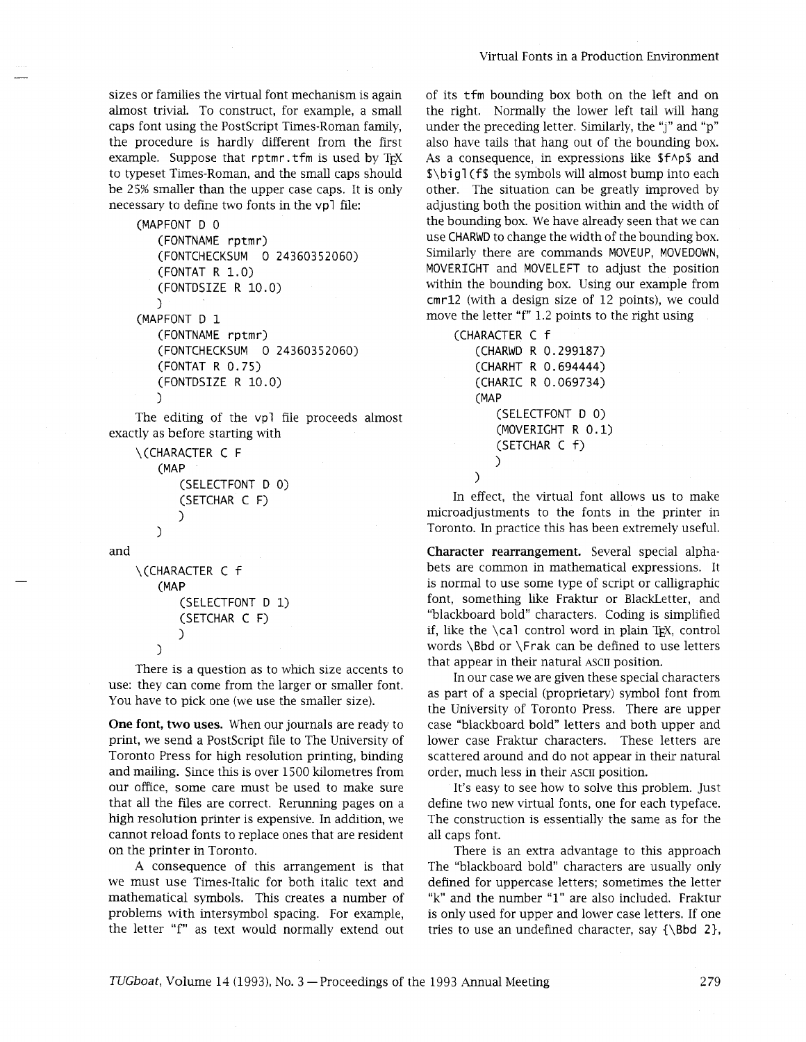sizes or families the virtual font mechanism is again almost trivial. To construct, for example, a small caps font using the PostScript Times-Roman family, the procedure is hardly different from the first example. Suppose that `rptmr.tfm` is used by TeX to typeset Times-Roman, and the small caps should be 25% smaller than the upper case caps. It is only necessary to define two fonts in the `vpl` file:

```
(MAPFONT D 0
   (FONTNAME rptmr)
   (FONTCHECKSUM  O 24360352060)
   (FONTAT R 1.0)
   (FONTDSIZE R 10.0)
   )
(MAPFONT D 1
   (FONTNAME rptmr)
   (FONTCHECKSUM  O 24360352060)
   (FONTAT R 0.75)
   (FONTDSIZE R 10.0)
   )
```

The editing of the `vpl` file proceeds almost exactly as before starting with

```
\(CHARACTER C F
   (MAP
      (SELECTFONT D 0)
      (SETCHAR C F)
      )
   )
```

and

```
\(CHARACTER C f
   (MAP
      (SELECTFONT D 1)
      (SETCHAR C F)
      )
   )
```

There is a question as to which size accents to use: they can come from the larger or smaller font. You have to pick one (we use the smaller size).

**One font, two uses.** When our journals are ready to print, we send a PostScript file to The University of Toronto Press for high resolution printing, binding and mailing. Since this is over 1500 kilometres from our office, some care must be used to make sure that all the files are correct. Rerunning pages on a high resolution printer is expensive. In addition, we cannot reload fonts to replace ones that are resident on the printer in Toronto.

A consequence of this arrangement is that we must use Times-Italic for both italic text and mathematical symbols. This creates a number of problems with intersymbol spacing. For example, the letter "f" as text would normally extend out of its `tfm` bounding box both on the left and on the right. Normally the lower left tail will hang under the preceding letter. Similarly, the "j" and "p" also have tails that hang out of the bounding box. As a consequence, in expressions like `$f^p$` and `$\bigl(f$` the symbols will almost bump into each other. The situation can be greatly improved by adjusting both the position within and the width of the bounding box. We have already seen that we can use `CHARWD` to change the width of the bounding box. Similarly there are commands `MOVEUP`, `MOVEDOWN`, `MOVERIGHT` and `MOVELEFT` to adjust the position within the bounding box. Using our example from `cmr12` (with a design size of 12 points), we could move the letter "f" 1.2 points to the right using

```
(CHARACTER C f
   (CHARWD R 0.299187)
   (CHARHT R 0.694444)
   (CHARIC R 0.069734)
   (MAP
      (SELECTFONT D 0)
      (MOVERIGHT R 0.1)
      (SETCHAR C f)
      )
   )
```

In effect, the virtual font allows us to make microadjustments to the fonts in the printer in Toronto. In practice this has been extremely useful.

**Character rearrangement.** Several special alphabets are common in mathematical expressions. It is normal to use some type of script or calligraphic font, something like Fraktur or BlackLetter, and "blackboard bold" characters. Coding is simplified if, like the `\cal` control word in plain TeX, control words `\Bbd` or `\Frak` can be defined to use letters that appear in their natural ASCII position.

In our case we are given these special characters as part of a special (proprietary) symbol font from the University of Toronto Press. There are upper case "blackboard bold" letters and both upper and lower case Fraktur characters. These letters are scattered around and do not appear in their natural order, much less in their ASCII position.

It's easy to see how to solve this problem. Just define two new virtual fonts, one for each typeface. The construction is essentially the same as for the all caps font.

There is an extra advantage to this approach The "blackboard bold" characters are usually only defined for uppercase letters; sometimes the letter "k" and the number "1" are also included. Fraktur is only used for upper and lower case letters. If one tries to use an undefined character, say `{\Bbd 2}`,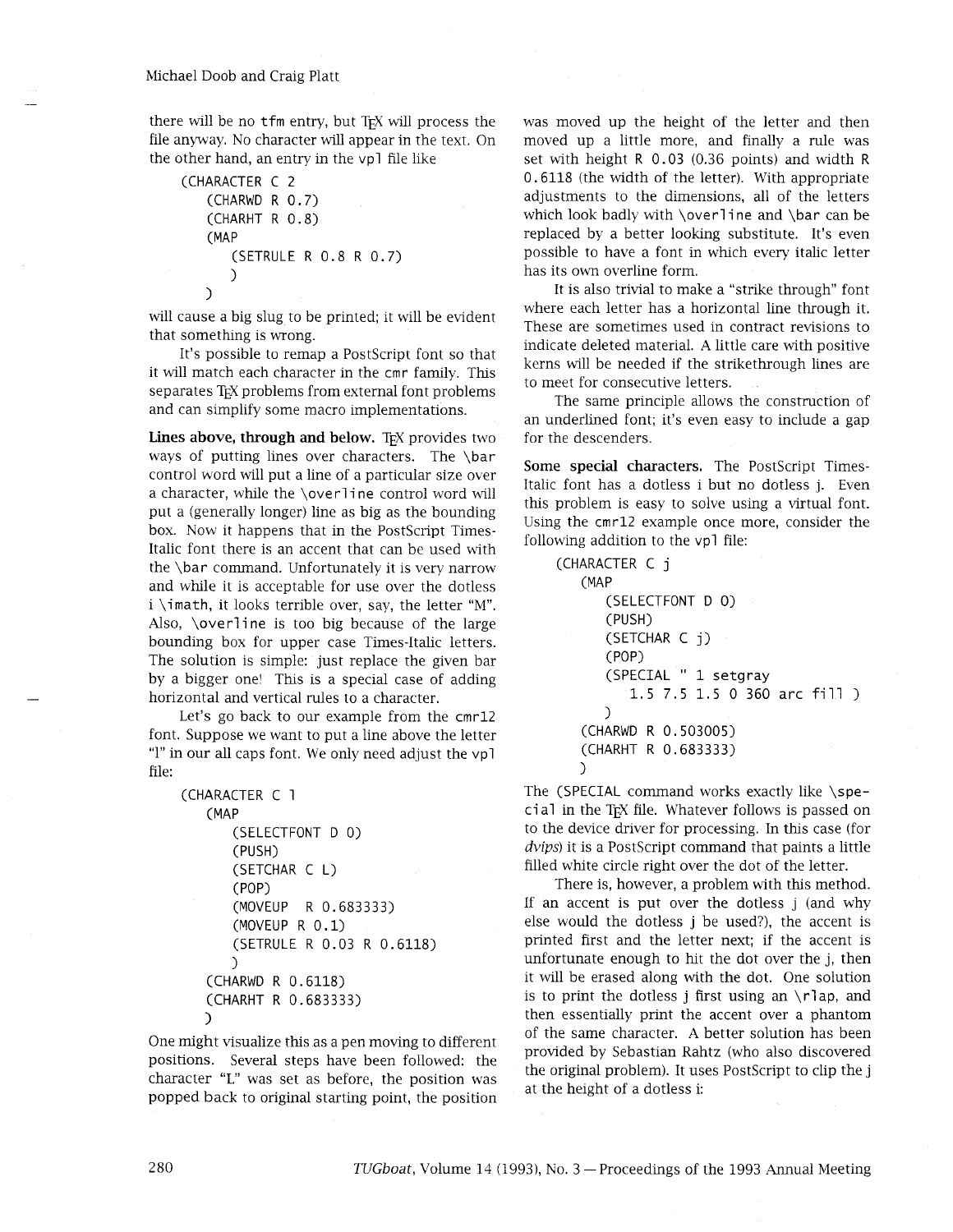there will be no `tfm` entry, but TEX will process the file anyway. No character will appear in the text. On the other hand, an entry in the `vpl` file like

```
(CHARACTER C 2
   (CHARWD R 0.7)
   (CHARHT R 0.8)
   (MAP
      (SETRULE R 0.8 R 0.7)
      )
   )
```

will cause a big slug to be printed; it will be evident that something is wrong.

It's possible to remap a PostScript font so that it will match each character in the `cmr` family. This separates TEX problems from external font problems and can simplify some macro implementations.

**Lines above, through and below.** TEX provides two ways of putting lines over characters. The `\bar` control word will put a line of a particular size over a character, while the `\overline` control word will put a (generally longer) line as big as the bounding box. Now it happens that in the PostScript Times-Italic font there is an accent that can be used with the `\bar` command. Unfortunately it is very narrow and while it is acceptable for use over the dotless i `\imath`, it looks terrible over, say, the letter "M". Also, `\overline` is too big because of the large bounding box for upper case Times-Italic letters. The solution is simple: just replace the given bar by a bigger one! This is a special case of adding horizontal and vertical rules to a character.

Let's go back to our example from the `cmr12` font. Suppose we want to put a line above the letter "l" in our all caps font. We only need adjust the `vpl` file:

```
(CHARACTER C l
   (MAP
      (SELECTFONT D 0)
      (PUSH)
      (SETCHAR C L)
      (POP)
      (MOVEUP  R 0.683333)
      (MOVEUP R 0.1)
      (SETRULE R 0.03 R 0.6118)
      )
   (CHARWD R 0.6118)
   (CHARHT R 0.683333)
   )
```

One might visualize this as a pen moving to different positions. Several steps have been followed: the character "L" was set as before, the position was popped back to original starting point, the position was moved up the height of the letter and then moved up a little more, and finally a rule was set with height `R 0.03` (0.36 points) and width `R 0.6118` (the width of the letter). With appropriate adjustments to the dimensions, all of the letters which look badly with `\overline` and `\bar` can be replaced by a better looking substitute. It's even possible to have a font in which every italic letter has its own overline form.

It is also trivial to make a "strike through" font where each letter has a horizontal line through it. These are sometimes used in contract revisions to indicate deleted material. A little care with positive kerns will be needed if the strikethrough lines are to meet for consecutive letters.

The same principle allows the construction of an underlined font; it's even easy to include a gap for the descenders.

**Some special characters.** The PostScript Times-Italic font has a dotless i but no dotless j. Even this problem is easy to solve using a virtual font. Using the `cmr12` example once more, consider the following addition to the `vpl` file:

```
(CHARACTER C j
   (MAP
      (SELECTFONT D 0)
      (PUSH)
      (SETCHAR C j)
      (POP)
      (SPECIAL " 1 setgray
         1.5 7.5 1.5 0 360 arc fill )
      )
   (CHARWD R 0.503005)
   (CHARHT R 0.683333)
   )
```

The (SPECIAL command works exactly like `\special` in the TEX file. Whatever follows is passed on to the device driver for processing. In this case (for *dvips*) it is a PostScript command that paints a little filled white circle right over the dot of the letter.

There is, however, a problem with this method. If an accent is put over the dotless j (and why else would the dotless j be used?), the accent is printed first and the letter next; if the accent is unfortunate enough to hit the dot over the j, then it will be erased along with the dot. One solution is to print the dotless j first using an `\rlap`, and then essentially print the accent over a phantom of the same character. A better solution has been provided by Sebastian Rahtz (who also discovered the original problem). It uses PostScript to clip the j at the height of a dotless i: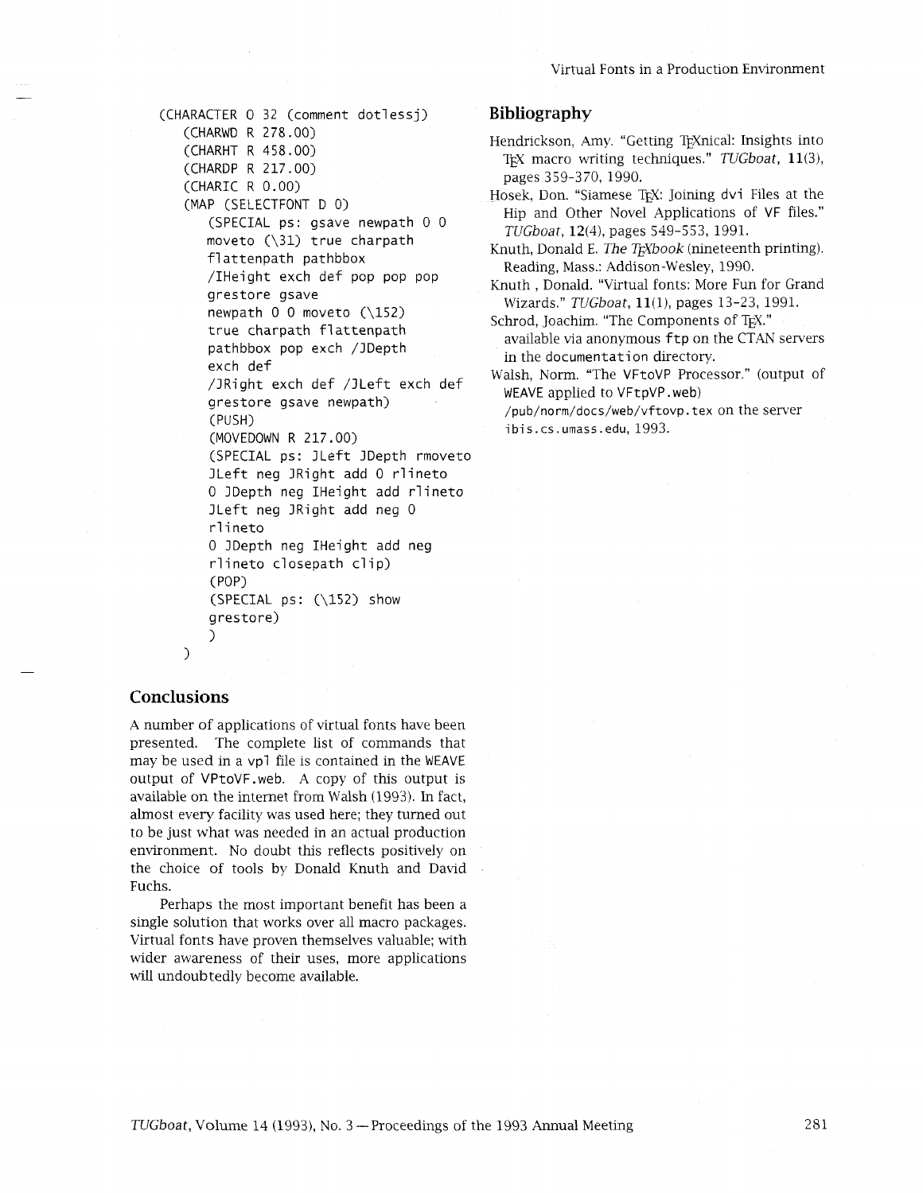```
(CHARACTER O 32 (comment dotlessj)
   (CHARWD R 278.00)
   (CHARHT R 458.00)
   (CHARDP R 217.00)
   (CHARIC R 0.00)
   (MAP (SELECTFONT D 0)
      (SPECIAL ps: gsave newpath 0 0
      moveto (\31) true charpath
      flattenpath pathbbox
      /IHeight exch def pop pop pop
      grestore gsave
      newpath 0 0 moveto (\152)
      true charpath flattenpath
      pathbbox pop exch /JDepth
      exch def
      /JRight exch def /JLeft exch def
      grestore gsave newpath)
      (PUSH)
      (MOVEDOWN R 217.00)
      (SPECIAL ps: JLeft JDepth rmoveto
      JLeft neg JRight add 0 rlineto
      0 JDepth neg IHeight add rlineto
      JLeft neg JRight add neg 0
      rlineto
      0 JDepth neg IHeight add neg
      rlineto closepath clip)
      (POP)
      (SPECIAL ps: (\152) show
      grestore)
      )
   )
```

## Conclusions

A number of applications of virtual fonts have been presented. The complete list of commands that may be used in a vpl file is contained in the WEAVE output of VPtoVF.web. A copy of this output is available on the internet from Walsh (1993). In fact, almost every facility was used here; they turned out to be just what was needed in an actual production environment. No doubt this reflects positively on the choice of tools by Donald Knuth and David Fuchs.

Perhaps the most important benefit has been a single solution that works over all macro packages. Virtual fonts have proven themselves valuable; with wider awareness of their uses, more applications will undoubtedly become available.

## Bibliography

Hendrickson, Amy. "Getting TeXnical: Insights into TeX macro writing techniques." *TUGboat*, **11**(3), pages 359-370, 1990.

Hosek, Don. "Siamese TeX: Joining dvi Files at the Hip and Other Novel Applications of VF files." *TUGboat*, **12**(4), pages 549-553, 1991.

Knuth, Donald E. *The TeXbook* (nineteenth printing). Reading, Mass.: Addison-Wesley, 1990.

Knuth , Donald. "Virtual fonts: More Fun for Grand Wizards." *TUGboat*, **11**(1), pages 13-23, 1991.

Schrod, Joachim. "The Components of TeX." available via anonymous ftp on the CTAN servers in the documentation directory.

Walsh, Norm. "The VFtoVP Processor." (output of WEAVE applied to VFtpVP.web) /pub/norm/docs/web/vftovp.tex on the server ibis.cs.umass.edu, 1993.